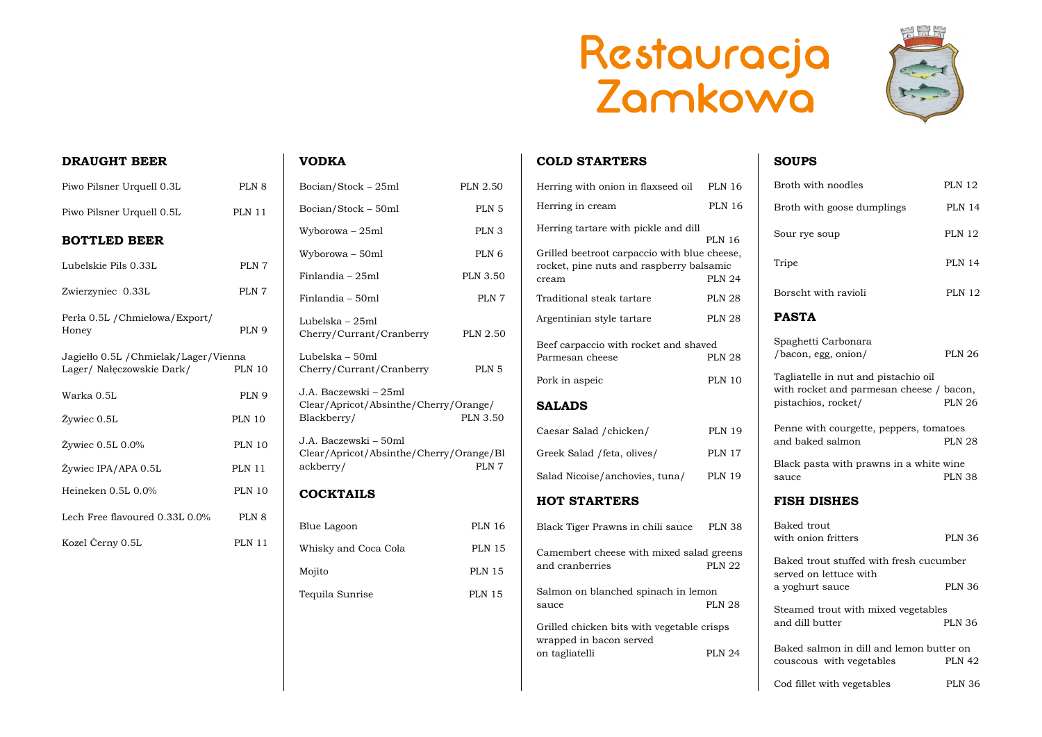# Restauracja Zamkowa

## DRAUGHT BEER

| Item | Price |
|---|---|
| Piwo Pilsner Urquell 0.3L | PLN 8 |
| Piwo Pilsner Urquell 0.5L | PLN 11 |

## BOTTLED BEER

| Item | Price |
|---|---|
| Lubelskie Pils 0.33L | PLN 7 |
| Zwierzyniec 0.33L | PLN 7 |
| Perła 0.5L /Chmielowa/Export/ Honey | PLN 9 |
| Jagiełło 0.5L /Chmielak/Lager/Vienna Lager/ Nałęczowskie Dark/ | PLN 10 |
| Warka 0.5L | PLN 9 |
| Żywiec 0.5L | PLN 10 |
| Żywiec 0.5L 0.0% | PLN 10 |
| Żywiec IPA/APA 0.5L | PLN 11 |
| Heineken 0.5L 0.0% | PLN 10 |
| Lech Free flavoured 0.33L 0.0% | PLN 8 |
| Kozel Černy 0.5L | PLN 11 |

## VODKA

| Item | Price |
|---|---|
| Bocian/Stock – 25ml | PLN 2.50 |
| Bocian/Stock – 50ml | PLN 5 |
| Wyborowa – 25ml | PLN 3 |
| Wyborowa – 50ml | PLN 6 |
| Finlandia – 25ml | PLN 3.50 |
| Finlandia – 50ml | PLN 7 |
| Lubelska – 25ml Cherry/Currant/Cranberry | PLN 2.50 |
| Lubelska – 50ml Cherry/Currant/Cranberry | PLN 5 |
| J.A. Baczewski – 25ml Clear/Apricot/Absinthe/Cherry/Orange/ Blackberry/ | PLN 3.50 |
| J.A. Baczewski – 50ml Clear/Apricot/Absinthe/Cherry/Orange/Blackberry/ | PLN 7 |

## COCKTAILS

| Item | Price |
|---|---|
| Blue Lagoon | PLN 16 |
| Whisky and Coca Cola | PLN 15 |
| Mojito | PLN 15 |
| Tequila Sunrise | PLN 15 |

## COLD STARTERS

| Item | Price |
|---|---|
| Herring with onion in flaxseed oil | PLN 16 |
| Herring in cream | PLN 16 |
| Herring tartare with pickle and dill | PLN 16 |
| Grilled beetroot carpaccio with blue cheese, rocket, pine nuts and raspberry balsamic cream | PLN 24 |
| Traditional steak tartare | PLN 28 |
| Argentinian style tartare | PLN 28 |
| Beef carpaccio with rocket and shaved Parmesan cheese | PLN 28 |
| Pork in aspeic | PLN 10 |

## SALADS

| Item | Price |
|---|---|
| Caesar Salad /chicken/ | PLN 19 |
| Greek Salad /feta, olives/ | PLN 17 |
| Salad Nicoise/anchovies, tuna/ | PLN 19 |

## HOT STARTERS

| Item | Price |
|---|---|
| Black Tiger Prawns in chili sauce | PLN 38 |
| Camembert cheese with mixed salad greens and cranberries | PLN 22 |
| Salmon on blanched spinach in lemon sauce | PLN 28 |
| Grilled chicken bits with vegetable crisps wrapped in bacon served on tagliatelli | PLN 24 |

## SOUPS

| Item | Price |
|---|---|
| Broth with noodles | PLN 12 |
| Broth with goose dumplings | PLN 14 |
| Sour rye soup | PLN 12 |
| Tripe | PLN 14 |
| Borscht with ravioli | PLN 12 |

## PASTA

| Item | Price |
|---|---|
| Spaghetti Carbonara /bacon, egg, onion/ | PLN 26 |
| Tagliatelle in nut and pistachio oil with rocket and parmesan cheese / bacon, pistachios, rocket/ | PLN 26 |
| Penne with courgette, peppers, tomatoes and baked salmon | PLN 28 |
| Black pasta with prawns in a white wine sauce | PLN 38 |

## FISH DISHES

| Item | Price |
|---|---|
| Baked trout with onion fritters | PLN 36 |
| Baked trout stuffed with fresh cucumber served on lettuce with a yoghurt sauce | PLN 36 |
| Steamed trout with mixed vegetables and dill butter | PLN 36 |
| Baked salmon in dill and lemon butter on couscous with vegetables | PLN 42 |
| Cod fillet with vegetables | PLN 36 |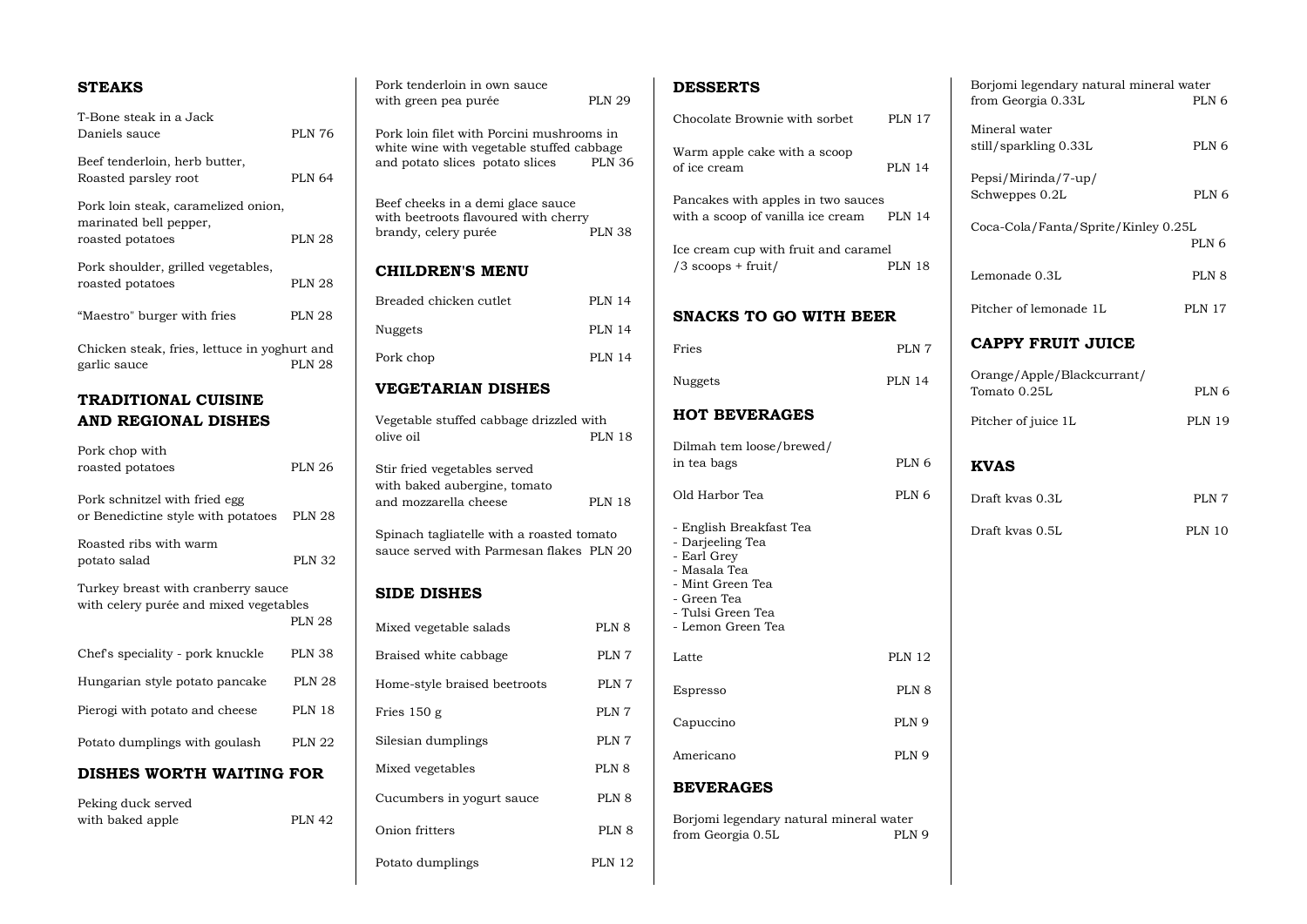## STEAKS

| | |
|---|---|
| T-Bone steak in a Jack Daniels sauce | PLN 76 |
| Beef tenderloin, herb butter, Roasted parsley root | PLN 64 |
| Pork loin steak, caramelized onion, marinated bell pepper, roasted potatoes | PLN 28 |
| Pork shoulder, grilled vegetables, roasted potatoes | PLN 28 |
| "Maestro" burger with fries | PLN 28 |
| Chicken steak, fries, lettuce in yoghurt and garlic sauce | PLN 28 |

## TRADITIONAL CUISINE AND REGIONAL DISHES

| | |
|---|---|
| Pork chop with roasted potatoes | PLN 26 |
| Pork schnitzel with fried egg or Benedictine style with potatoes | PLN 28 |
| Roasted ribs with warm potato salad | PLN 32 |
| Turkey breast with cranberry sauce with celery purée and mixed vegetables | PLN 28 |
| Chef's speciality - pork knuckle | PLN 38 |
| Hungarian style potato pancake | PLN 28 |
| Pierogi with potato and cheese | PLN 18 |
| Potato dumplings with goulash | PLN 22 |

## DISHES WORTH WAITING FOR

| | |
|---|---|
| Peking duck served with baked apple | PLN 42 |
| Pork tenderloin in own sauce with green pea purée | PLN 29 |
| Pork loin filet with Porcini mushrooms in white wine with vegetable stuffed cabbage and potato slices potato slices | PLN 36 |
| Beef cheeks in a demi glace sauce with beetroots flavoured with cherry brandy, celery purée | PLN 38 |

## CHILDREN'S MENU

| | |
|---|---|
| Breaded chicken cutlet | PLN 14 |
| Nuggets | PLN 14 |
| Pork chop | PLN 14 |

## VEGETARIAN DISHES

| | |
|---|---|
| Vegetable stuffed cabbage drizzled with olive oil | PLN 18 |
| Stir fried vegetables served with baked aubergine, tomato and mozzarella cheese | PLN 18 |
| Spinach tagliatelle with a roasted tomato sauce served with Parmesan flakes | PLN 20 |

## SIDE DISHES

| | |
|---|---|
| Mixed vegetable salads | PLN 8 |
| Braised white cabbage | PLN 7 |
| Home-style braised beetroots | PLN 7 |
| Fries 150 g | PLN 7 |
| Silesian dumplings | PLN 7 |
| Mixed vegetables | PLN 8 |
| Cucumbers in yogurt sauce | PLN 8 |
| Onion fritters | PLN 8 |
| Potato dumplings | PLN 12 |

## DESSERTS

| | |
|---|---|
| Chocolate Brownie with sorbet | PLN 17 |
| Warm apple cake with a scoop of ice cream | PLN 14 |
| Pancakes with apples in two sauces with a scoop of vanilla ice cream | PLN 14 |
| Ice cream cup with fruit and caramel /3 scoops + fruit/ | PLN 18 |

## SNACKS TO GO WITH BEER

| | |
|---|---|
| Fries | PLN 7 |
| Nuggets | PLN 14 |

## HOT BEVERAGES

| | |
|---|---|
| Dilmah tem loose/brewed/ in tea bags | PLN 6 |
| Old Harbor Tea | PLN 6 |

- English Breakfast Tea
- Darjeeling Tea
- Earl Grey
- Masala Tea
- Mint Green Tea
- Green Tea
- Tulsi Green Tea
- Lemon Green Tea

| | |
|---|---|
| Latte | PLN 12 |
| Espresso | PLN 8 |
| Capuccino | PLN 9 |
| Americano | PLN 9 |

## BEVERAGES

| | |
|---|---|
| Borjomi legendary natural mineral water from Georgia 0.5L | PLN 9 |
| Borjomi legendary natural mineral water from Georgia 0.33L | PLN 6 |
| Mineral water still/sparkling 0.33L | PLN 6 |
| Pepsi/Mirinda/7-up/ Schweppes 0.2L | PLN 6 |
| Coca-Cola/Fanta/Sprite/Kinley 0.25L | PLN 6 |
| Lemonade 0.3L | PLN 8 |
| Pitcher of lemonade 1L | PLN 17 |

## CAPPY FRUIT JUICE

| | |
|---|---|
| Orange/Apple/Blackcurrant/ Tomato 0.25L | PLN 6 |
| Pitcher of juice 1L | PLN 19 |

## KVAS

| | |
|---|---|
| Draft kvas 0.3L | PLN 7 |
| Draft kvas 0.5L | PLN 10 |